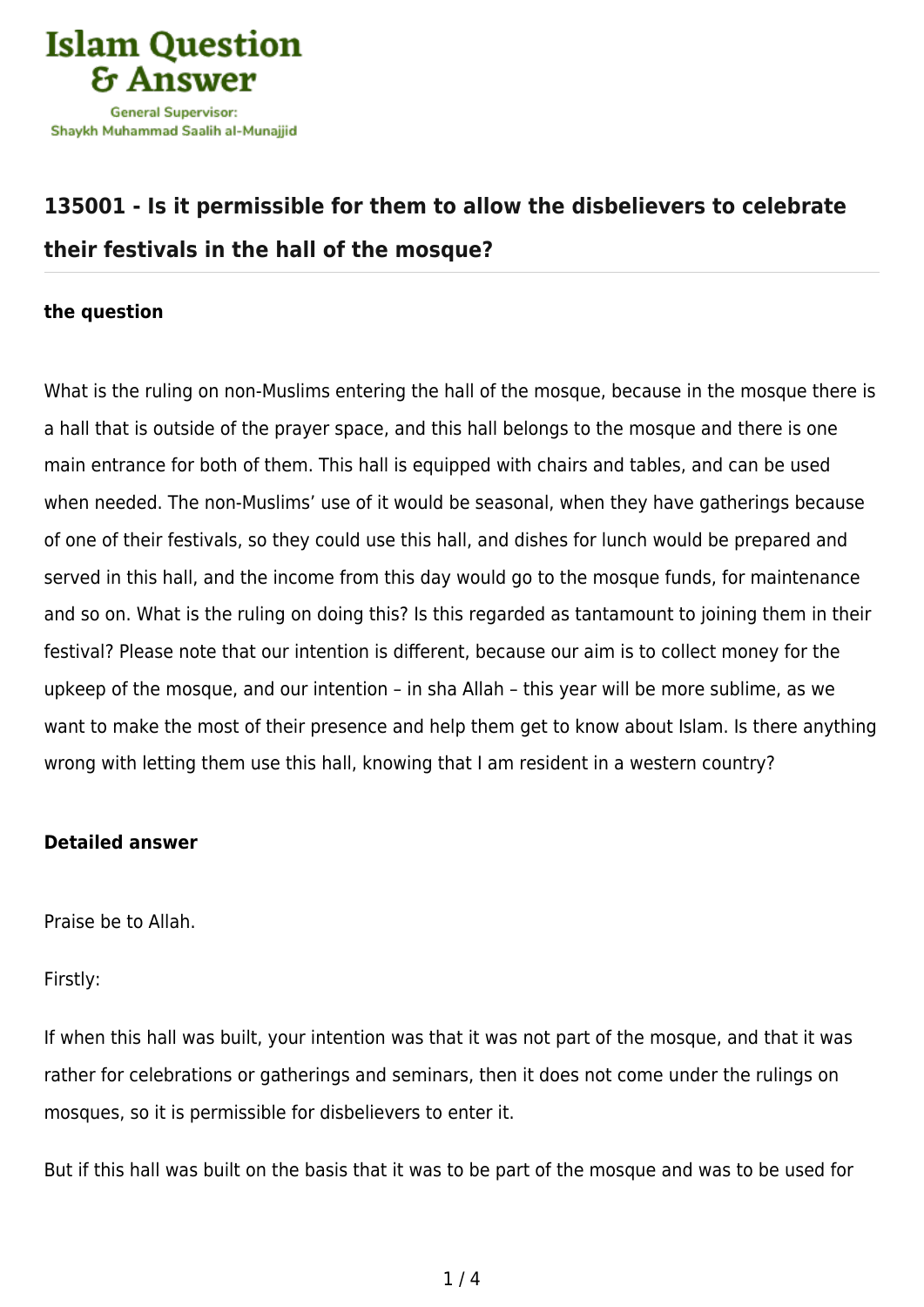## 135001 - Is it permissible for them to allow the disbelievers to celebrate their festivals in the hall of the mosque?

### the question

What is the ruling on non-Muslims entering the hall of the mosque, because in the mosque there is a hall that is outside of the prayer space, and this hall belongs to the mosque and there is one main entrance for both of them. This hall is equipped with chairs and tables, and can be used when needed. The non-Muslims' use of it would be seasonal, when they have gatherings because of one of their festivals, so they could use this hall, and dishes for lunch would be prepared and served in this hall, and the income from this day would go to the mosque funds, for maintenance and so on. What is the ruling on doing this? Is this regarded as tantamount to joining them in their festival? Please note that our intention is different, because our aim is to collect money for the upkeep of the mosque, and our intention – in sha Allah – this year will be more sublime, as we want to make the most of their presence and help them get to know about Islam. Is there anything wrong with letting them use this hall, knowing that I am resident in a western country?

### Detailed answer

Praise be to Allah.

Firstly:

If when this hall was built, your intention was that it was not part of the mosque, and that it was rather for celebrations or gatherings and seminars, then it does not come under the rulings on mosques, so it is permissible for disbelievers to enter it.

But if this hall was built on the basis that it was to be part of the mosque and was to be used for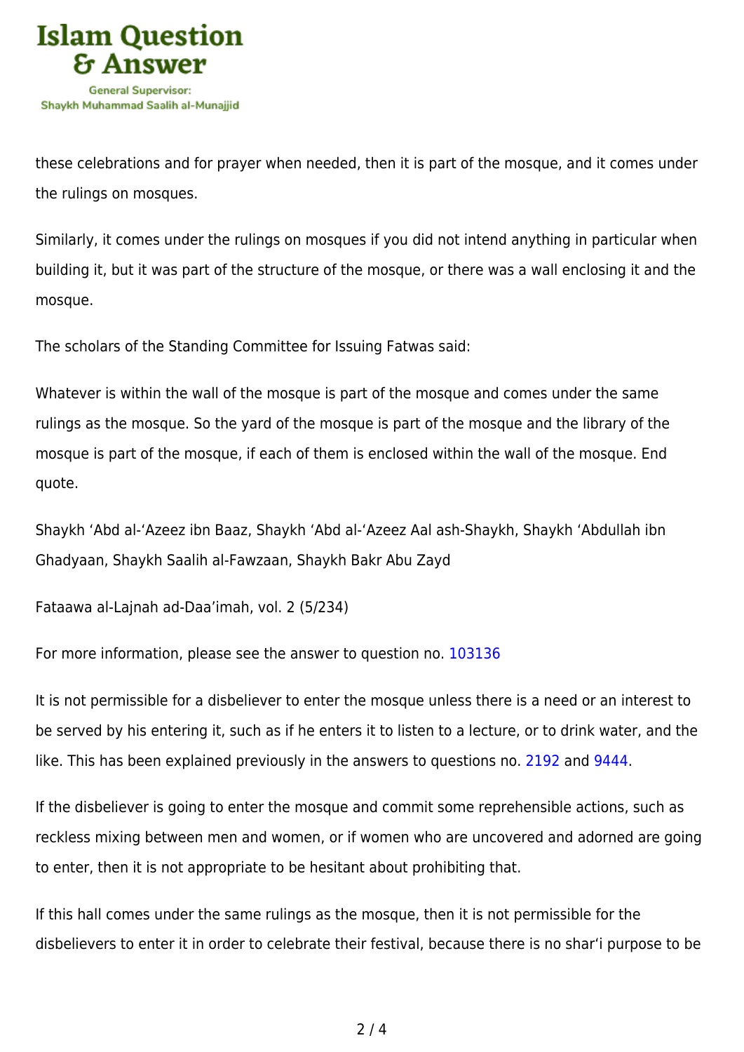these celebrations and for prayer when needed, then it is part of the mosque, and it comes under the rulings on mosques.

Similarly, it comes under the rulings on mosques if you did not intend anything in particular when building it, but it was part of the structure of the mosque, or there was a wall enclosing it and the mosque.

The scholars of the Standing Committee for Issuing Fatwas said:

Whatever is within the wall of the mosque is part of the mosque and comes under the same rulings as the mosque. So the yard of the mosque is part of the mosque and the library of the mosque is part of the mosque, if each of them is enclosed within the wall of the mosque. End quote.

Shaykh ‘Abd al-‘Azeez ibn Baaz, Shaykh ‘Abd al-‘Azeez Aal ash-Shaykh, Shaykh ‘Abdullah ibn Ghadyaan, Shaykh Saalih al-Fawzaan, Shaykh Bakr Abu Zayd

Fataawa al-Lajnah ad-Daa’imah, vol. 2 (5/234)

For more information, please see the answer to question no. 103136

It is not permissible for a disbeliever to enter the mosque unless there is a need or an interest to be served by his entering it, such as if he enters it to listen to a lecture, or to drink water, and the like. This has been explained previously in the answers to questions no. 2192 and 9444.

If the disbeliever is going to enter the mosque and commit some reprehensible actions, such as reckless mixing between men and women, or if women who are uncovered and adorned are going to enter, then it is not appropriate to be hesitant about prohibiting that.

If this hall comes under the same rulings as the mosque, then it is not permissible for the disbelievers to enter it in order to celebrate their festival, because there is no shar‘i purpose to be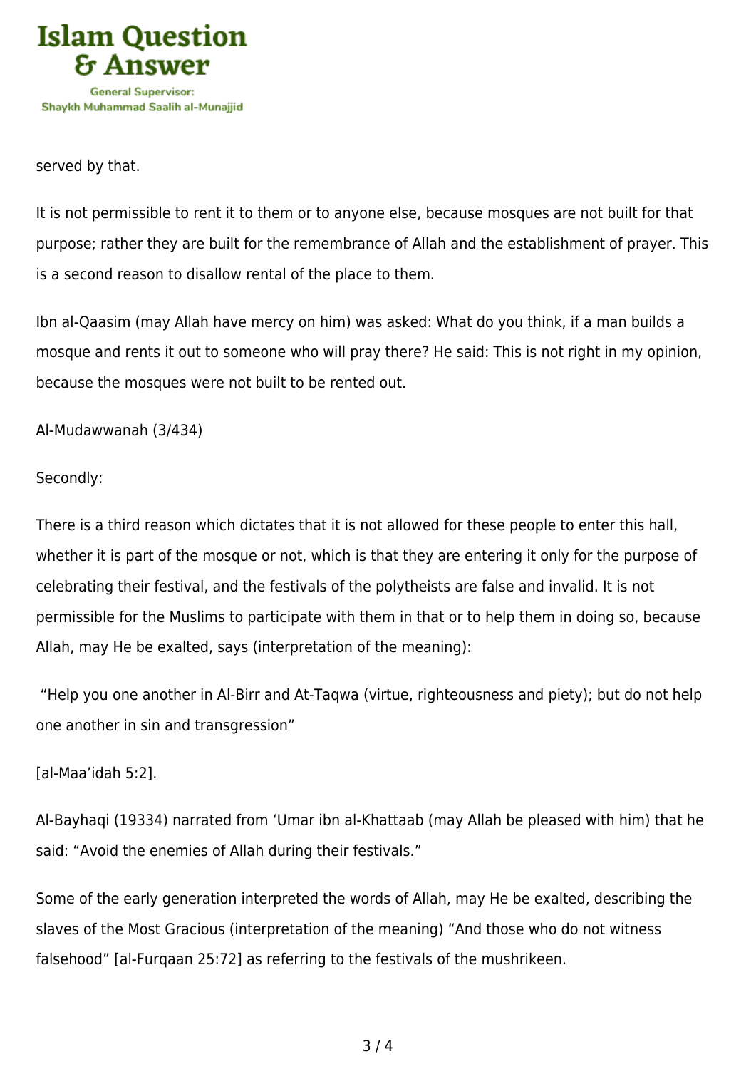served by that.

It is not permissible to rent it to them or to anyone else, because mosques are not built for that purpose; rather they are built for the remembrance of Allah and the establishment of prayer. This is a second reason to disallow rental of the place to them.

Ibn al-Qaasim (may Allah have mercy on him) was asked: What do you think, if a man builds a mosque and rents it out to someone who will pray there? He said: This is not right in my opinion, because the mosques were not built to be rented out.

Al-Mudawwanah (3/434)

Secondly:

There is a third reason which dictates that it is not allowed for these people to enter this hall, whether it is part of the mosque or not, which is that they are entering it only for the purpose of celebrating their festival, and the festivals of the polytheists are false and invalid. It is not permissible for the Muslims to participate with them in that or to help them in doing so, because Allah, may He be exalted, says (interpretation of the meaning):

"Help you one another in Al-Birr and At-Taqwa (virtue, righteousness and piety); but do not help one another in sin and transgression"

[al-Maa'idah 5:2].

Al-Bayhaqi (19334) narrated from 'Umar ibn al-Khattaab (may Allah be pleased with him) that he said: "Avoid the enemies of Allah during their festivals."

Some of the early generation interpreted the words of Allah, may He be exalted, describing the slaves of the Most Gracious (interpretation of the meaning) "And those who do not witness falsehood" [al-Furqaan 25:72] as referring to the festivals of the mushrikeen.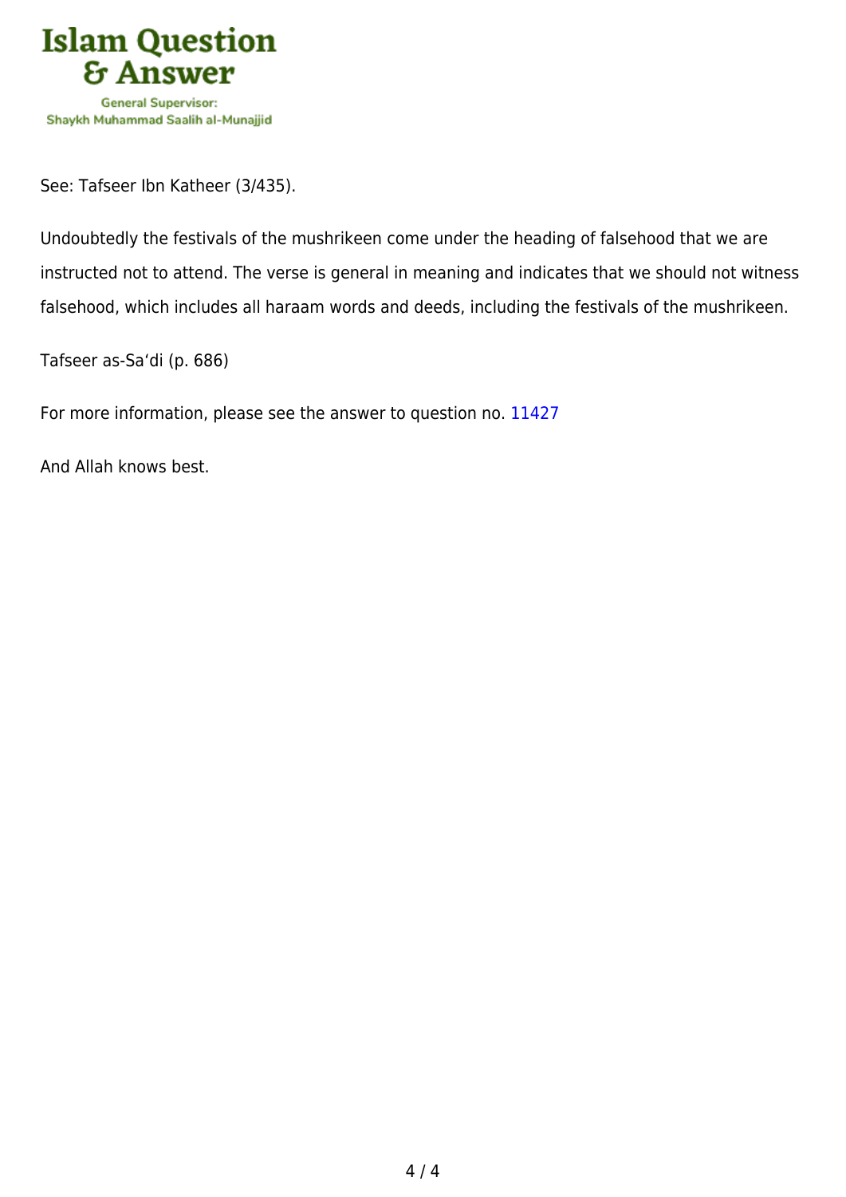See: Tafseer Ibn Katheer (3/435).

Undoubtedly the festivals of the mushrikeen come under the heading of falsehood that we are instructed not to attend. The verse is general in meaning and indicates that we should not witness falsehood, which includes all haraam words and deeds, including the festivals of the mushrikeen.

Tafseer as-Sa'di (p. 686)

For more information, please see the answer to question no. 11427

And Allah knows best.